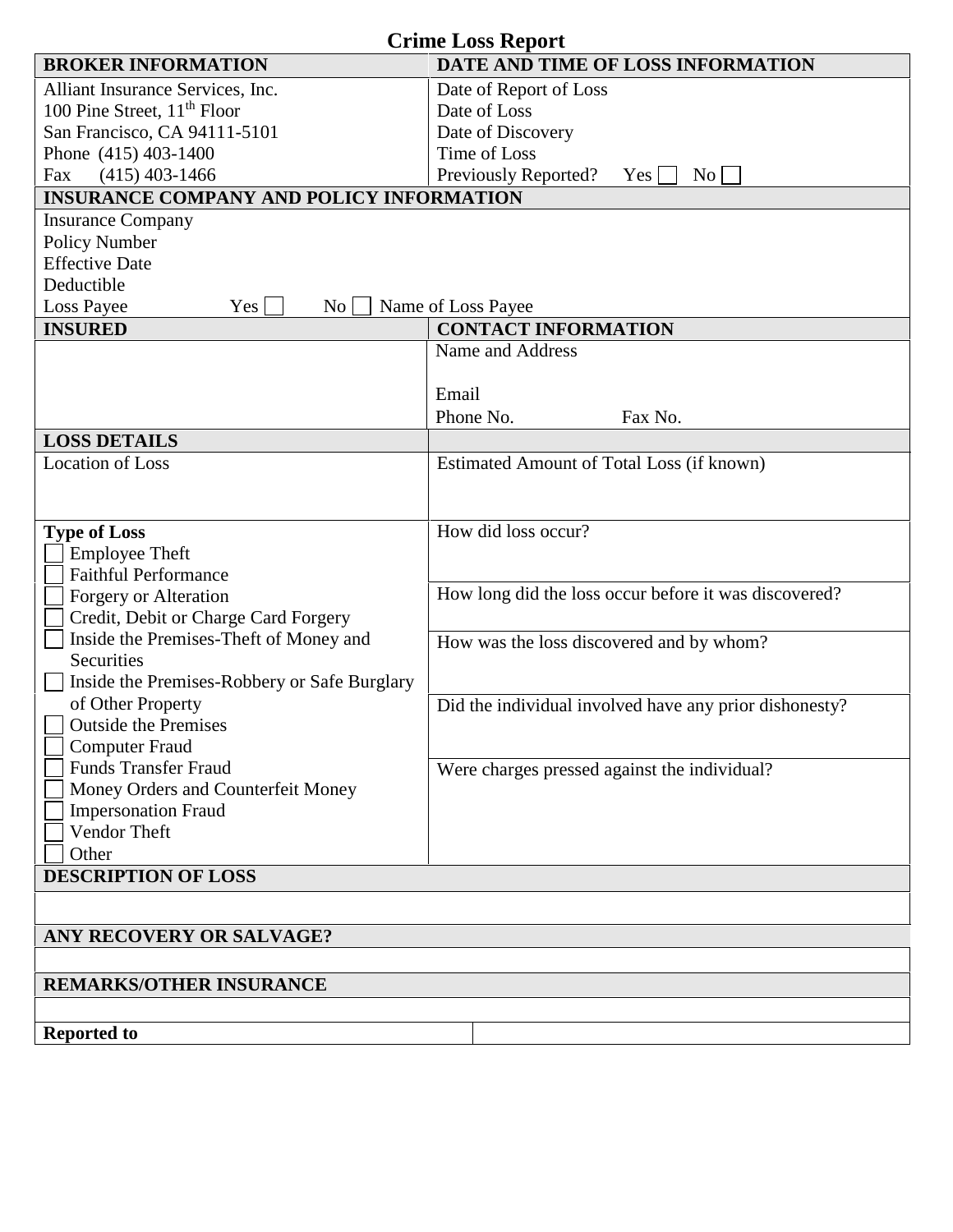# Crime Loss Report

| BROKER INFORMATION | DATE AND TIME OF LOSS INFORMATION |
|---|---|
| Alliant Insurance Services, Inc.<br>100 Pine Street, 11th Floor<br>San Francisco, CA 94111-5101<br>Phone (415) 403-1400<br>Fax (415) 403-1466 | Date of Report of Loss<br>Date of Loss<br>Date of Discovery<br>Time of Loss<br>Previously Reported? Yes ☐ No ☐ |

| INSURANCE COMPANY AND POLICY INFORMATION |
|---|
| Insurance Company<br>Policy Number<br>Effective Date<br>Deductible<br>Loss Payee Yes ☐ No ☐ Name of Loss Payee |

| INSURED | CONTACT INFORMATION |
|---|---|
| | Name and Address<br><br>Email<br>Phone No. Fax No. |

| LOSS DETAILS | |
|---|---|
| Location of Loss | Estimated Amount of Total Loss (if known) |
| **Type of Loss**<br>☐ Employee Theft<br>☐ Faithful Performance<br>☐ Forgery or Alteration<br>☐ Credit, Debit or Charge Card Forgery<br>☐ Inside the Premises-Theft of Money and Securities<br>☐ Inside the Premises-Robbery or Safe Burglary of Other Property<br>☐ Outside the Premises<br>☐ Computer Fraud<br>☐ Funds Transfer Fraud<br>☐ Money Orders and Counterfeit Money<br>☐ Impersonation Fraud<br>☐ Vendor Theft<br>☐ Other | How did loss occur?<br><br>How long did the loss occur before it was discovered?<br><br>How was the loss discovered and by whom?<br><br>Did the individual involved have any prior dishonesty?<br><br>Were charges pressed against the individual? |

| DESCRIPTION OF LOSS |
|---|
| |

| ANY RECOVERY OR SALVAGE? |
|---|
| |

| REMARKS/OTHER INSURANCE |
|---|
| |

| **Reported to** | |
|---|---|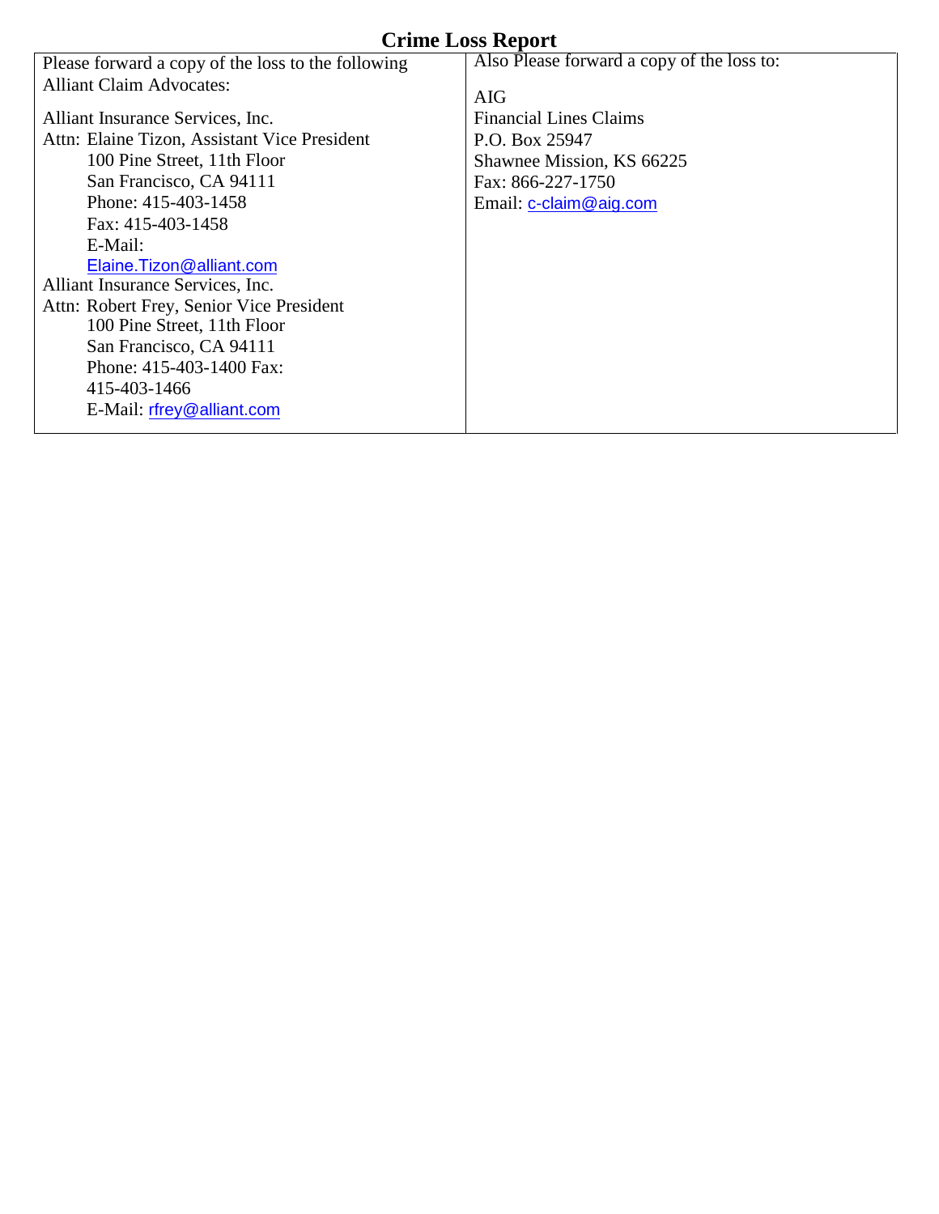# Crime Loss Report

| Please forward a copy of the loss to the following Alliant Claim Advocates: | Also Please forward a copy of the loss to: |
|---|---|
| Alliant Insurance Services, Inc.<br>Attn: Elaine Tizon, Assistant Vice President<br>100 Pine Street, 11th Floor<br>San Francisco, CA 94111<br>Phone: 415-403-1458<br>Fax: 415-403-1458<br>E-Mail:<br>Elaine.Tizon@alliant.com<br>Alliant Insurance Services, Inc.<br>Attn: Robert Frey, Senior Vice President<br>100 Pine Street, 11th Floor<br>San Francisco, CA 94111<br>Phone: 415-403-1400 Fax:<br>415-403-1466<br>E-Mail: rfrey@alliant.com | AIG<br>Financial Lines Claims<br>P.O. Box 25947<br>Shawnee Mission, KS 66225<br>Fax: 866-227-1750<br>Email: c-claim@aig.com |